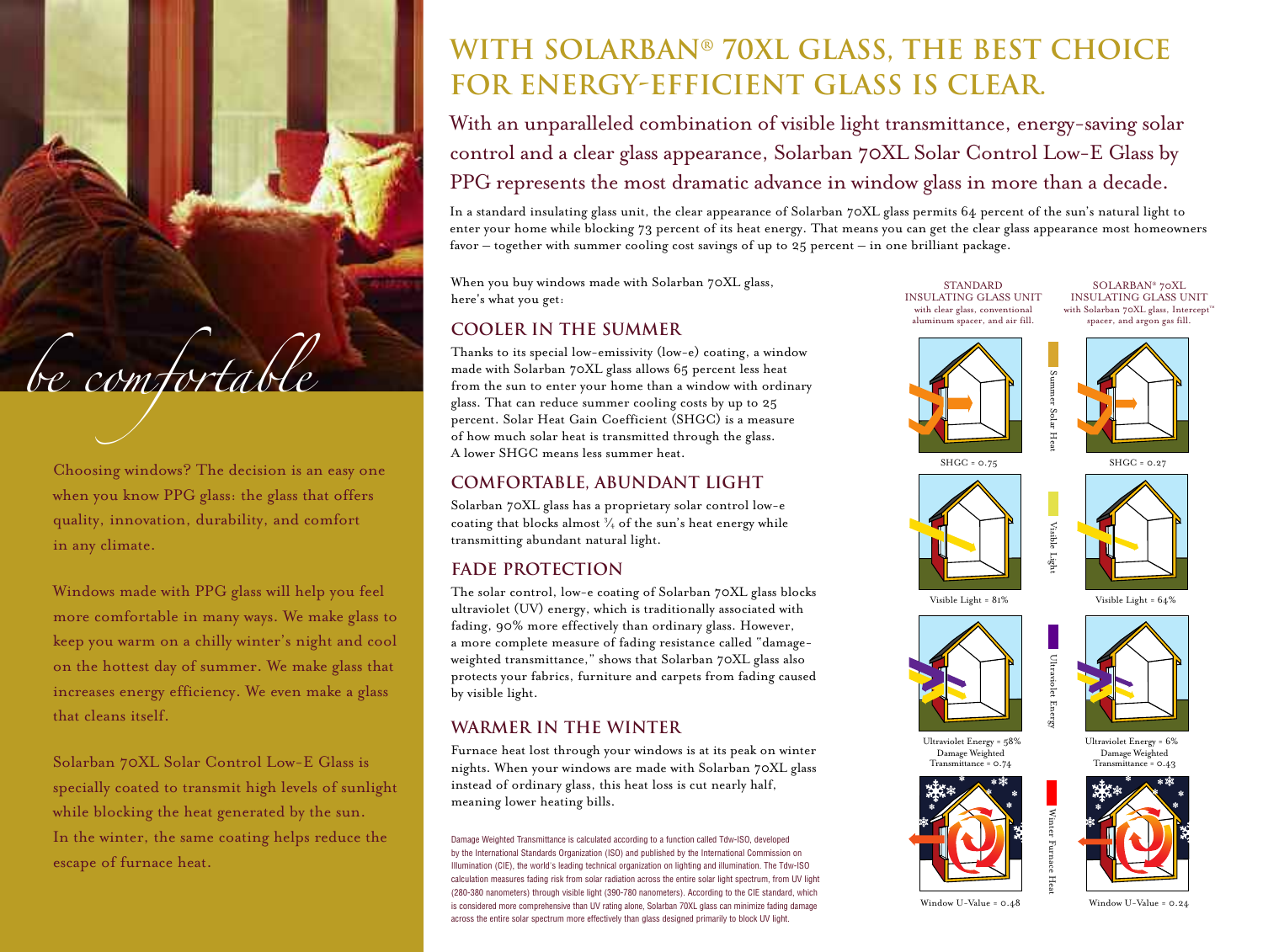*be comfortable*

Choosing windows? The decision is an easy one when you know PPG glass: the glass that offers quality, innovation, durability, and comfort in any climate.

Windows made with PPG glass will help you feel more comfortable in many ways. We make glass to keep you warm on a chilly winter's night and cool on the hottest day of summer. We make glass that increases energy efficiency. We even make a glass that cleans itself.

Solarban 70XL Solar Control Low-E Glass is specially coated to transmit high levels of sunlight while blocking the heat generated by the sun. In the winter, the same coating helps reduce the escape of furnace heat.

# WITH SOLARBAN® 70XL GLASS, THE BEST CHOICE FOR ENERGY-EFFICIENT GLASS IS CLEAR.

With an unparalleled combination of visible light transmittance, energy-saving solar control and a clear glass appearance, Solarban 70XL Solar Control Low-E Glass by PPG represents the most dramatic advance in window glass in more than a decade.

In a standard insulating glass unit, the clear appearance of Solarban 70XL glass permits 64 percent of the sun's natural light to enter your home while blocking 73 percent of its heat energy. That means you can get the clear glass appearance most homeowners favor – together with summer cooling cost savings of up to 25 percent – in one brilliant package.

When you buy windows made with Solarban 70XL glass, here's what you get:

## COOLER IN THE SUMMER

Thanks to its special low-emissivity (low-e) coating, a window made with Solarban 70XL glass allows 65 percent less heat from the sun to enter your home than a window with ordinary glass. That can reduce summer cooling costs by up to 25 percent. Solar Heat Gain Coefficient (SHGC) is a measure of how much solar heat is transmitted through the glass. A lower SHGC means less summer heat.

## COMFORTABLE, ABUNDANT LIGHT

Solarban 70XL glass has a proprietary solar control low-e coating that blocks almost ¾ of the sun's heat energy while transmitting abundant natural light.

## FADE PROTECTION

The solar control, low-e coating of Solarban 70XL glass blocks ultraviolet (UV) energy, which is traditionally associated with fading, 90% more effectively than ordinary glass. However, a more complete measure of fading resistance called "damage-weighted transmittance," shows that Solarban 70XL glass also protects your fabrics, furniture and carpets from fading caused by visible light.

## WARMER IN THE WINTER

Furnace heat lost through your windows is at its peak on winter nights. When your windows are made with Solarban 70XL glass instead of ordinary glass, this heat loss is cut nearly half, meaning lower heating bills.

Damage Weighted Transmittance is calculated according to a function called Tdw-ISO, developed by the International Standards Organization (ISO) and published by the International Commission on Illumination (CIE), the world's leading technical organization on lighting and illumination. The Tdw-ISO calculation measures fading risk from solar radiation across the entire solar light spectrum, from UV light (280-380 nanometers) through visible light (390-780 nanometers). According to the CIE standard, which is considered more comprehensive than UV rating alone, Solarban 70XL glass can minimize fading damage across the entire solar spectrum more effectively than glass designed primarily to block UV light.

| | STANDARD INSULATING GLASS UNIT with clear glass, conventional aluminum spacer, and air fill. | SOLARBAN® 70XL INSULATING GLASS UNIT with Solarban 70XL glass, Intercept™ spacer, and argon gas fill. |
|---|---|---|
| Summer Solar Heat | SHGC = 0.75 | SHGC = 0.27 |
| Visible Light | Visible Light = 81% | Visible Light = 64% |
| Ultraviolet Energy | Ultraviolet Energy = 58%<br>Damage Weighted Transmittance = 0.74 | Ultraviolet Energy = 6%<br>Damage Weighted Transmittance = 0.43 |
| Winter Furnace Heat | Window U-Value = 0.48 | Window U-Value = 0.24 |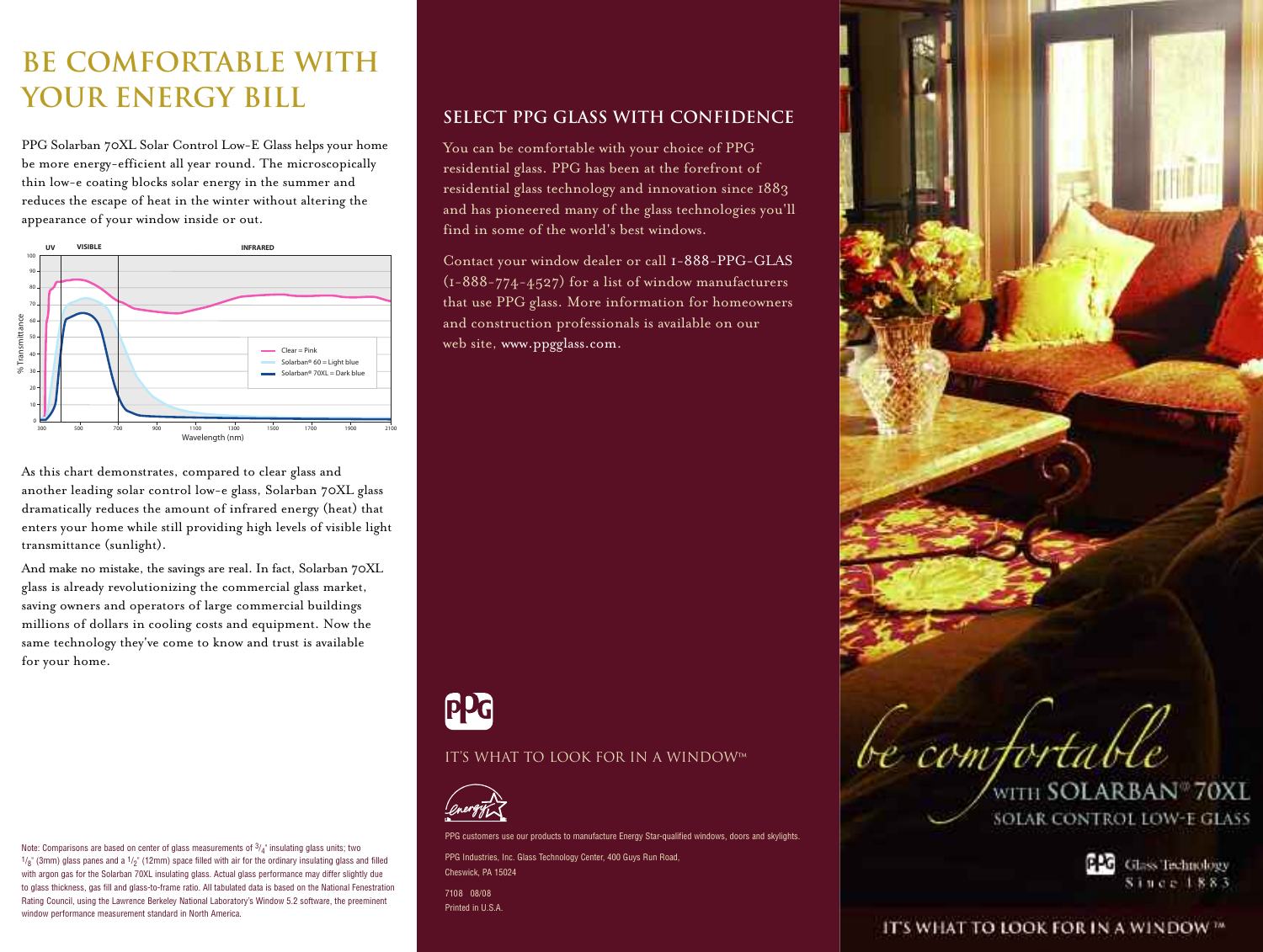# BE COMFORTABLE WITH YOUR ENERGY BILL

PPG Solarban 70XL Solar Control Low-E Glass helps your home be more energy-efficient all year round. The microscopically thin low-e coating blocks solar energy in the summer and reduces the escape of heat in the winter without altering the appearance of your window inside or out.

UV
VISIBLE
INFRARED
% Transmittance
100
90
80
70
60
50
40
30
20
10
0
300
500
700
900
1100
1300
1500
1700
1900
2100
Wavelength (nm)
Clear = Pink
Solarban® 60 = Light blue
Solarban® 70XL = Dark blue

As this chart demonstrates, compared to clear glass and another leading solar control low-e glass, Solarban 70XL glass dramatically reduces the amount of infrared energy (heat) that enters your home while still providing high levels of visible light transmittance (sunlight).

And make no mistake, the savings are real. In fact, Solarban 70XL glass is already revolutionizing the commercial glass market, saving owners and operators of large commercial buildings millions of dollars in cooling costs and equipment. Now the same technology they've come to know and trust is available for your home.

Note: Comparisons are based on center of glass measurements of $^3/_4$" insulating glass units; two $^1/_8$" (3mm) glass panes and a $^1/_2$" (12mm) space filled with air for the ordinary insulating glass and filled with argon gas for the Solarban 70XL insulating glass. Actual glass performance may differ slightly due to glass thickness, gas fill and glass-to-frame ratio. All tabulated data is based on the National Fenestration Rating Council, using the Lawrence Berkeley National Laboratory's Window 5.2 software, the preeminent window performance measurement standard in North America.

## SELECT PPG GLASS WITH CONFIDENCE

You can be comfortable with your choice of PPG residential glass. PPG has been at the forefront of residential glass technology and innovation since 1883 and has pioneered many of the glass technologies you'll find in some of the world's best windows.

Contact your window dealer or call 1-888-PPG-GLAS (1-888-774-4527) for a list of window manufacturers that use PPG glass. More information for homeowners and construction professionals is available on our web site, www.ppgglass.com.

PPG

IT'S WHAT TO LOOK FOR IN A WINDOW™

PPG customers use our products to manufacture Energy Star-qualified windows, doors and skylights.

PPG Industries, Inc. Glass Technology Center, 400 Guys Run Road, Cheswick, PA 15024

7108 08/08
Printed in U.S.A.

*be comfortable*
WITH SOLARBAN® 70XL
SOLAR CONTROL LOW-E GLASS

PPG Glass Technology Since 1883

IT'S WHAT TO LOOK FOR IN A WINDOW™